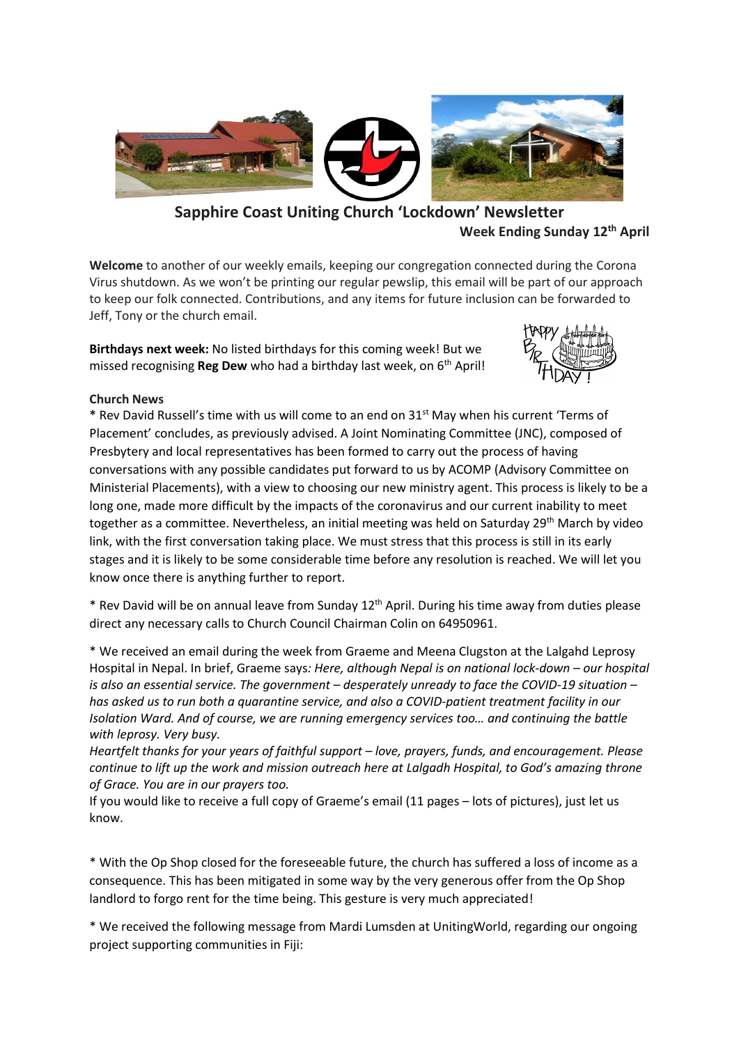# Sapphire Coast Uniting Church 'Lockdown' Newsletter

**Week Ending Sunday 12th April**

**Welcome** to another of our weekly emails, keeping our congregation connected during the Corona Virus shutdown. As we won't be printing our regular pewslip, this email will be part of our approach to keep our folk connected. Contributions, and any items for future inclusion can be forwarded to Jeff, Tony or the church email.

**Birthdays next week:** No listed birthdays for this coming week! But we missed recognising **Reg Dew** who had a birthday last week, on 6th April!

**Church News**

* Rev David Russell's time with us will come to an end on 31st May when his current 'Terms of Placement' concludes, as previously advised. A Joint Nominating Committee (JNC), composed of Presbytery and local representatives has been formed to carry out the process of having conversations with any possible candidates put forward to us by ACOMP (Advisory Committee on Ministerial Placements), with a view to choosing our new ministry agent. This process is likely to be a long one, made more difficult by the impacts of the coronavirus and our current inability to meet together as a committee. Nevertheless, an initial meeting was held on Saturday 29th March by video link, with the first conversation taking place. We must stress that this process is still in its early stages and it is likely to be some considerable time before any resolution is reached. We will let you know once there is anything further to report.

* Rev David will be on annual leave from Sunday 12th April. During his time away from duties please direct any necessary calls to Church Council Chairman Colin on 64950961.

* We received an email during the week from Graeme and Meena Clugston at the Lalgahd Leprosy Hospital in Nepal. In brief, Graeme says*: Here, although Nepal is on national lock-down – our hospital is also an essential service. The government – desperately unready to face the COVID-19 situation – has asked us to run both a quarantine service, and also a COVID-patient treatment facility in our Isolation Ward. And of course, we are running emergency services too… and continuing the battle with leprosy. Very busy.*
*Heartfelt thanks for your years of faithful support – love, prayers, funds, and encouragement. Please continue to lift up the work and mission outreach here at Lalgadh Hospital, to God's amazing throne of Grace. You are in our prayers too.*
If you would like to receive a full copy of Graeme's email (11 pages – lots of pictures), just let us know.

* With the Op Shop closed for the foreseeable future, the church has suffered a loss of income as a consequence. This has been mitigated in some way by the very generous offer from the Op Shop landlord to forgo rent for the time being. This gesture is very much appreciated!

* We received the following message from Mardi Lumsden at UnitingWorld, regarding our ongoing project supporting communities in Fiji: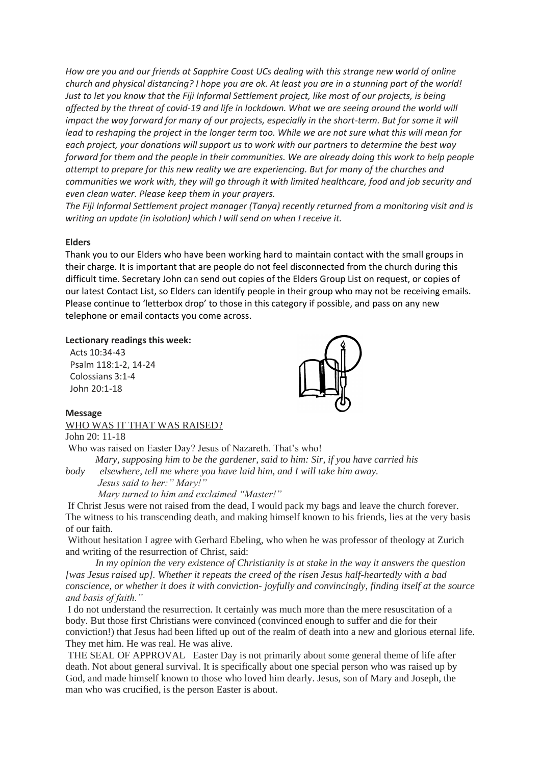*How are you and our friends at Sapphire Coast UCs dealing with this strange new world of online church and physical distancing? I hope you are ok. At least you are in a stunning part of the world! Just to let you know that the Fiji Informal Settlement project, like most of our projects, is being affected by the threat of covid-19 and life in lockdown. What we are seeing around the world will impact the way forward for many of our projects, especially in the short-term. But for some it will lead to reshaping the project in the longer term too. While we are not sure what this will mean for each project, your donations will support us to work with our partners to determine the best way forward for them and the people in their communities. We are already doing this work to help people attempt to prepare for this new reality we are experiencing. But for many of the churches and communities we work with, they will go through it with limited healthcare, food and job security and even clean water. Please keep them in your prayers.*

*The Fiji Informal Settlement project manager (Tanya) recently returned from a monitoring visit and is writing an update (in isolation) which I will send on when I receive it.*

**Elders**

Thank you to our Elders who have been working hard to maintain contact with the small groups in their charge. It is important that are people do not feel disconnected from the church during this difficult time. Secretary John can send out copies of the Elders Group List on request, or copies of our latest Contact List, so Elders can identify people in their group who may not be receiving emails. Please continue to 'letterbox drop' to those in this category if possible, and pass on any new telephone or email contacts you come across.

**Lectionary readings this week:**

Acts 10:34-43
Psalm 118:1-2, 14-24
Colossians 3:1-4
John 20:1-18

**Message**

WHO WAS IT THAT WAS RAISED?

John 20: 11-18

Who was raised on Easter Day? Jesus of Nazareth. That's who!

*Mary, supposing him to be the gardener, said to him: Sir, if you have carried his body elsewhere, tell me where you have laid him, and I will take him away.*
*Jesus said to her:" Mary!"*
*Mary turned to him and exclaimed "Master!"*

If Christ Jesus were not raised from the dead, I would pack my bags and leave the church forever. The witness to his transcending death, and making himself known to his friends, lies at the very basis of our faith.

Without hesitation I agree with Gerhard Ebeling, who when he was professor of theology at Zurich and writing of the resurrection of Christ, said:

*In my opinion the very existence of Christianity is at stake in the way it answers the question [was Jesus raised up]. Whether it repeats the creed of the risen Jesus half-heartedly with a bad conscience, or whether it does it with conviction- joyfully and convincingly, finding itself at the source and basis of faith."*

I do not understand the resurrection. It certainly was much more than the mere resuscitation of a body. But those first Christians were convinced (convinced enough to suffer and die for their conviction!) that Jesus had been lifted up out of the realm of death into a new and glorious eternal life. They met him. He was real. He was alive.

THE SEAL OF APPROVAL Easter Day is not primarily about some general theme of life after death. Not about general survival. It is specifically about one special person who was raised up by God, and made himself known to those who loved him dearly. Jesus, son of Mary and Joseph, the man who was crucified, is the person Easter is about.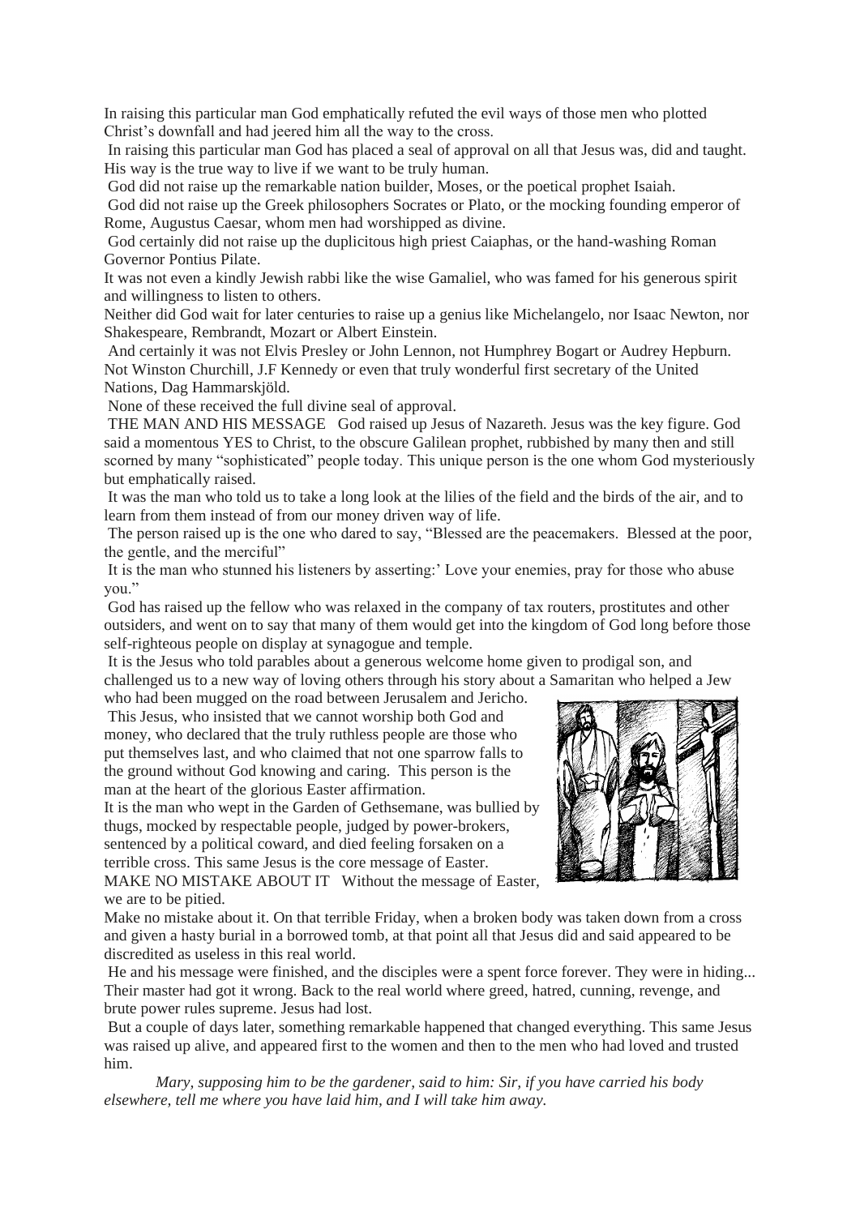In raising this particular man God emphatically refuted the evil ways of those men who plotted Christ's downfall and had jeered him all the way to the cross.

In raising this particular man God has placed a seal of approval on all that Jesus was, did and taught. His way is the true way to live if we want to be truly human.

God did not raise up the remarkable nation builder, Moses, or the poetical prophet Isaiah.

God did not raise up the Greek philosophers Socrates or Plato, or the mocking founding emperor of Rome, Augustus Caesar, whom men had worshipped as divine.

God certainly did not raise up the duplicitous high priest Caiaphas, or the hand-washing Roman Governor Pontius Pilate.

It was not even a kindly Jewish rabbi like the wise Gamaliel, who was famed for his generous spirit and willingness to listen to others.

Neither did God wait for later centuries to raise up a genius like Michelangelo, nor Isaac Newton, nor Shakespeare, Rembrandt, Mozart or Albert Einstein.

And certainly it was not Elvis Presley or John Lennon, not Humphrey Bogart or Audrey Hepburn. Not Winston Churchill, J.F Kennedy or even that truly wonderful first secretary of the United Nations, Dag Hammarskjöld.

None of these received the full divine seal of approval.

THE MAN AND HIS MESSAGE God raised up Jesus of Nazareth. Jesus was the key figure. God said a momentous YES to Christ, to the obscure Galilean prophet, rubbished by many then and still scorned by many "sophisticated" people today. This unique person is the one whom God mysteriously but emphatically raised.

It was the man who told us to take a long look at the lilies of the field and the birds of the air, and to learn from them instead of from our money driven way of life.

The person raised up is the one who dared to say, "Blessed are the peacemakers. Blessed at the poor, the gentle, and the merciful"

It is the man who stunned his listeners by asserting:' Love your enemies, pray for those who abuse you."

God has raised up the fellow who was relaxed in the company of tax routers, prostitutes and other outsiders, and went on to say that many of them would get into the kingdom of God long before those self-righteous people on display at synagogue and temple.

It is the Jesus who told parables about a generous welcome home given to prodigal son, and challenged us to a new way of loving others through his story about a Samaritan who helped a Jew who had been mugged on the road between Jerusalem and Jericho.

This Jesus, who insisted that we cannot worship both God and money, who declared that the truly ruthless people are those who put themselves last, and who claimed that not one sparrow falls to the ground without God knowing and caring. This person is the man at the heart of the glorious Easter affirmation.

It is the man who wept in the Garden of Gethsemane, was bullied by thugs, mocked by respectable people, judged by power-brokers, sentenced by a political coward, and died feeling forsaken on a terrible cross. This same Jesus is the core message of Easter.

MAKE NO MISTAKE ABOUT IT Without the message of Easter, we are to be pitied.

Make no mistake about it. On that terrible Friday, when a broken body was taken down from a cross and given a hasty burial in a borrowed tomb, at that point all that Jesus did and said appeared to be discredited as useless in this real world.

He and his message were finished, and the disciples were a spent force forever. They were in hiding... Their master had got it wrong. Back to the real world where greed, hatred, cunning, revenge, and brute power rules supreme. Jesus had lost.

But a couple of days later, something remarkable happened that changed everything. This same Jesus was raised up alive, and appeared first to the women and then to the men who had loved and trusted him.

*Mary, supposing him to be the gardener, said to him: Sir, if you have carried his body elsewhere, tell me where you have laid him, and I will take him away.*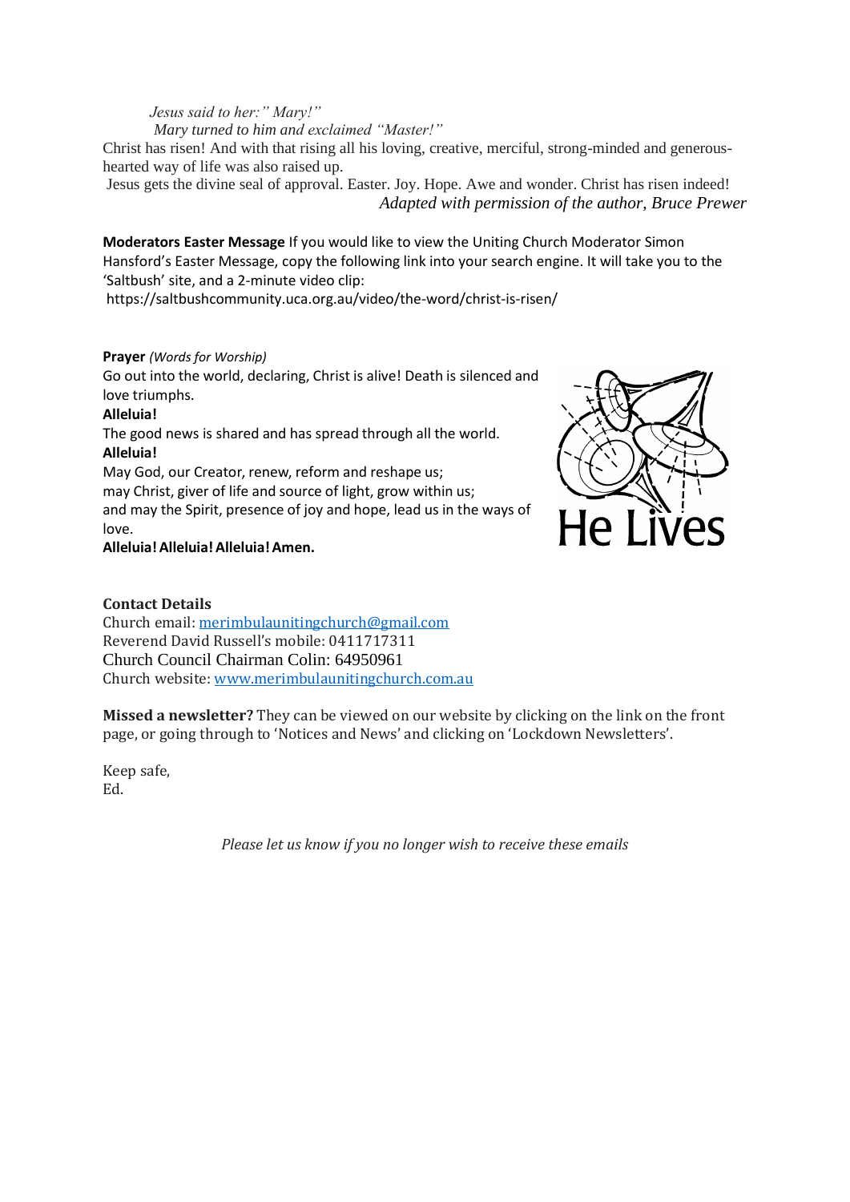*Jesus said to her:" Mary!"*

*Mary turned to him and exclaimed "Master!"*

Christ has risen! And with that rising all his loving, creative, merciful, strong-minded and generous-hearted way of life was also raised up.

Jesus gets the divine seal of approval. Easter. Joy. Hope. Awe and wonder. Christ has risen indeed!

*Adapted with permission of the author, Bruce Prewer*

**Moderators Easter Message** If you would like to view the Uniting Church Moderator Simon Hansford's Easter Message, copy the following link into your search engine. It will take you to the 'Saltbush' site, and a 2-minute video clip:

https://saltbushcommunity.uca.org.au/video/the-word/christ-is-risen/

**Prayer** *(Words for Worship)*

Go out into the world, declaring, Christ is alive! Death is silenced and love triumphs.

**Alleluia!**

The good news is shared and has spread through all the world.

**Alleluia!**

May God, our Creator, renew, reform and reshape us;
may Christ, giver of life and source of light, grow within us;
and may the Spirit, presence of joy and hope, lead us in the ways of love.

**Alleluia! Alleluia! Alleluia! Amen.**

He Lives

**Contact Details**

Church email: merimbulaunitingchurch@gmail.com
Reverend David Russell's mobile: 0411717311
Church Council Chairman Colin: 64950961
Church website: www.merimbulaunitingchurch.com.au

**Missed a newsletter?** They can be viewed on our website by clicking on the link on the front page, or going through to 'Notices and News' and clicking on 'Lockdown Newsletters'.

Keep safe,
Ed.

*Please let us know if you no longer wish to receive these emails*